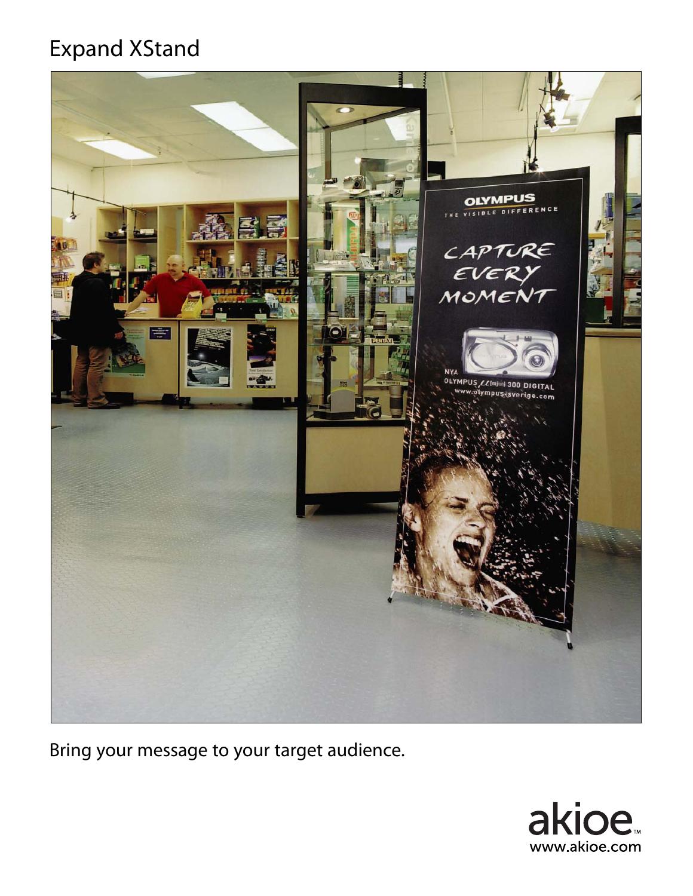# Expand XStand

Bring your message to your target audience.

akioe™
www.akioe.com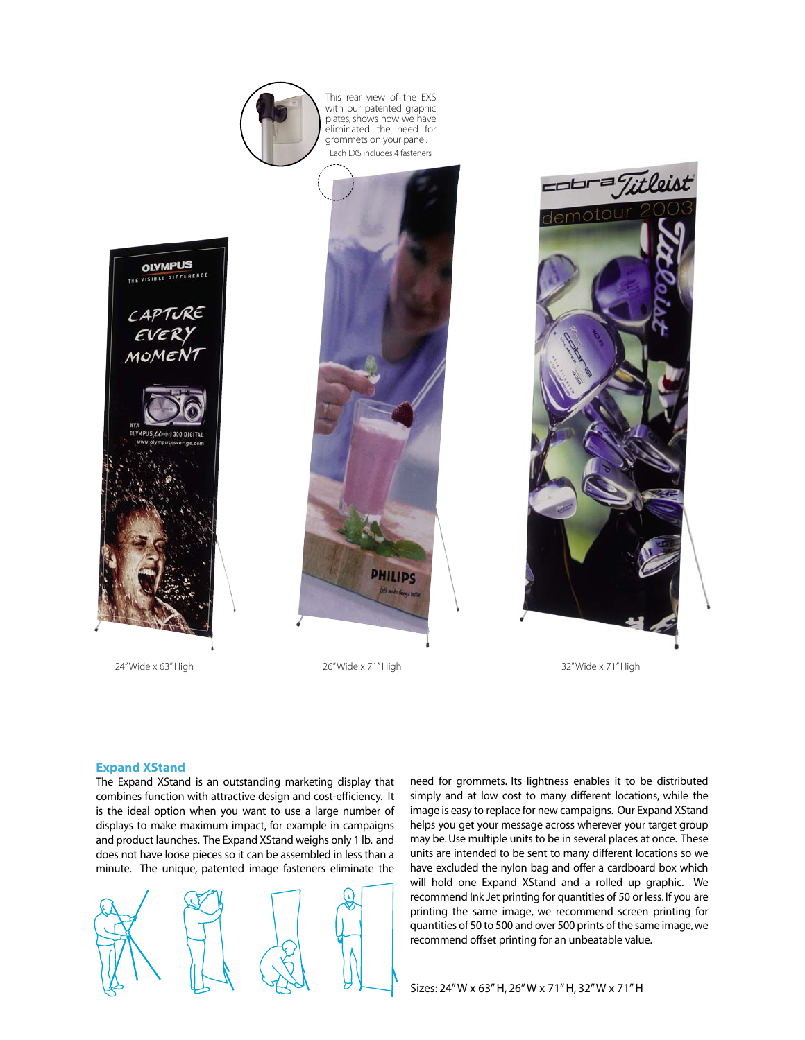This rear view of the EXS with our patented graphic plates, shows how we have eliminated the need for grommets on your panel.

Each EXS includes 4 fasteners

24" Wide x 63" High

26" Wide x 71" High

32" Wide x 71" High

## Expand XStand

The Expand XStand is an outstanding marketing display that combines function with attractive design and cost-efficiency. It is the ideal option when you want to use a large number of displays to make maximum impact, for example in campaigns and product launches. The Expand XStand weighs only 1 lb. and does not have loose pieces so it can be assembled in less than a minute. The unique, patented image fasteners eliminate the need for grommets. Its lightness enables it to be distributed simply and at low cost to many different locations, while the image is easy to replace for new campaigns. Our Expand XStand helps you get your message across wherever your target group may be. Use multiple units to be in several places at once. These units are intended to be sent to many different locations so we have excluded the nylon bag and offer a cardboard box which will hold one Expand XStand and a rolled up graphic. We recommend Ink Jet printing for quantities of 50 or less. If you are printing the same image, we recommend screen printing for quantities of 50 to 500 and over 500 prints of the same image, we recommend offset printing for an unbeatable value.

Sizes: 24" W x 63" H, 26" W x 71" H, 32" W x 71" H